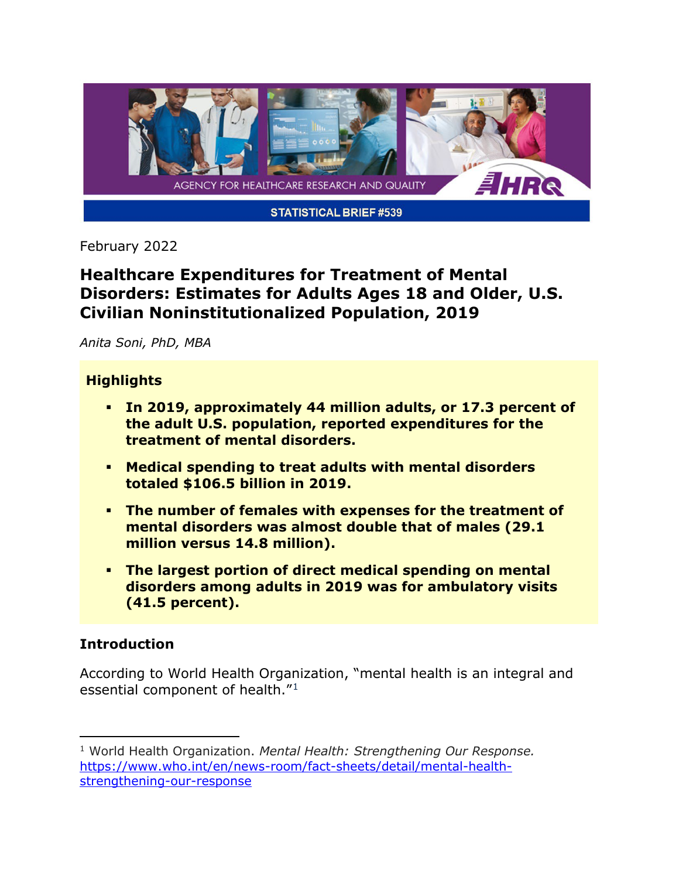AGENCY FOR HEALTHCARE RESEARCH AND QUALITY

STATISTICAL BRIEF #539

February 2022

# Healthcare Expenditures for Treatment of Mental Disorders: Estimates for Adults Ages 18 and Older, U.S. Civilian Noninstitutionalized Population, 2019

*Anita Soni, PhD, MBA*

## Highlights

- **In 2019, approximately 44 million adults, or 17.3 percent of the adult U.S. population, reported expenditures for the treatment of mental disorders.**
- **Medical spending to treat adults with mental disorders totaled $106.5 billion in 2019.**
- **The number of females with expenses for the treatment of mental disorders was almost double that of males (29.1 million versus 14.8 million).**
- **The largest portion of direct medical spending on mental disorders among adults in 2019 was for ambulatory visits (41.5 percent).**

## Introduction

According to World Health Organization, "mental health is an integral and essential component of health."[1]

---

[1] World Health Organization. *Mental Health: Strengthening Our Response.* https://www.who.int/en/news-room/fact-sheets/detail/mental-health-strengthening-our-response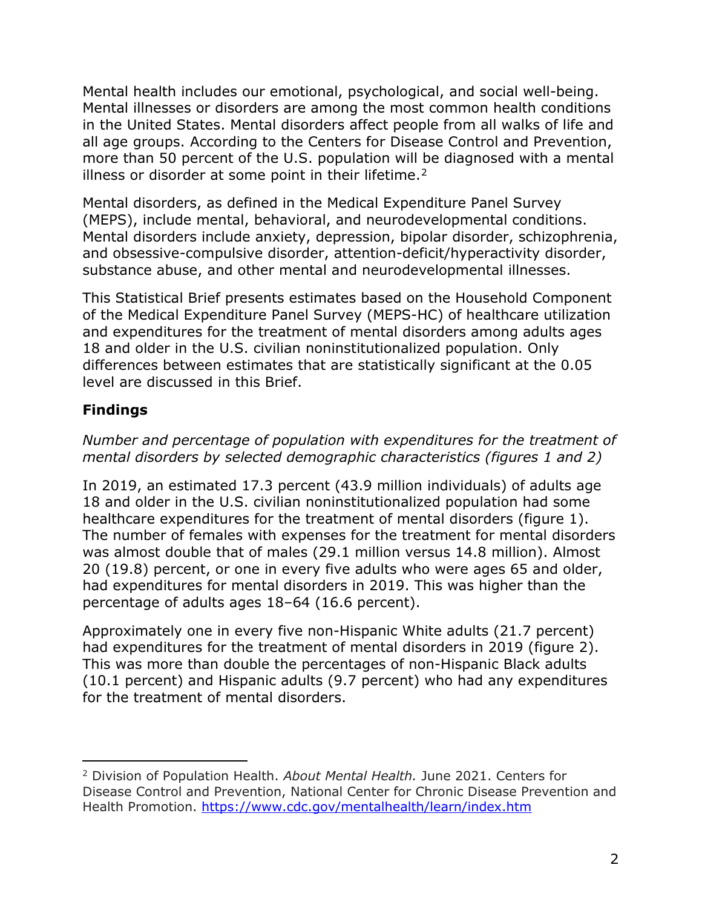Mental health includes our emotional, psychological, and social well-being. Mental illnesses or disorders are among the most common health conditions in the United States. Mental disorders affect people from all walks of life and all age groups. According to the Centers for Disease Control and Prevention, more than 50 percent of the U.S. population will be diagnosed with a mental illness or disorder at some point in their lifetime.[2]

Mental disorders, as defined in the Medical Expenditure Panel Survey (MEPS), include mental, behavioral, and neurodevelopmental conditions. Mental disorders include anxiety, depression, bipolar disorder, schizophrenia, and obsessive-compulsive disorder, attention-deficit/hyperactivity disorder, substance abuse, and other mental and neurodevelopmental illnesses.

This Statistical Brief presents estimates based on the Household Component of the Medical Expenditure Panel Survey (MEPS-HC) of healthcare utilization and expenditures for the treatment of mental disorders among adults ages 18 and older in the U.S. civilian noninstitutionalized population. Only differences between estimates that are statistically significant at the 0.05 level are discussed in this Brief.

## Findings

*Number and percentage of population with expenditures for the treatment of mental disorders by selected demographic characteristics (figures 1 and 2)*

In 2019, an estimated 17.3 percent (43.9 million individuals) of adults age 18 and older in the U.S. civilian noninstitutionalized population had some healthcare expenditures for the treatment of mental disorders (figure 1). The number of females with expenses for the treatment for mental disorders was almost double that of males (29.1 million versus 14.8 million). Almost 20 (19.8) percent, or one in every five adults who were ages 65 and older, had expenditures for mental disorders in 2019. This was higher than the percentage of adults ages 18–64 (16.6 percent).

Approximately one in every five non-Hispanic White adults (21.7 percent) had expenditures for the treatment of mental disorders in 2019 (figure 2). This was more than double the percentages of non-Hispanic Black adults (10.1 percent) and Hispanic adults (9.7 percent) who had any expenditures for the treatment of mental disorders.

---

[2] Division of Population Health. *About Mental Health.* June 2021. Centers for Disease Control and Prevention, National Center for Chronic Disease Prevention and Health Promotion. https://www.cdc.gov/mentalhealth/learn/index.htm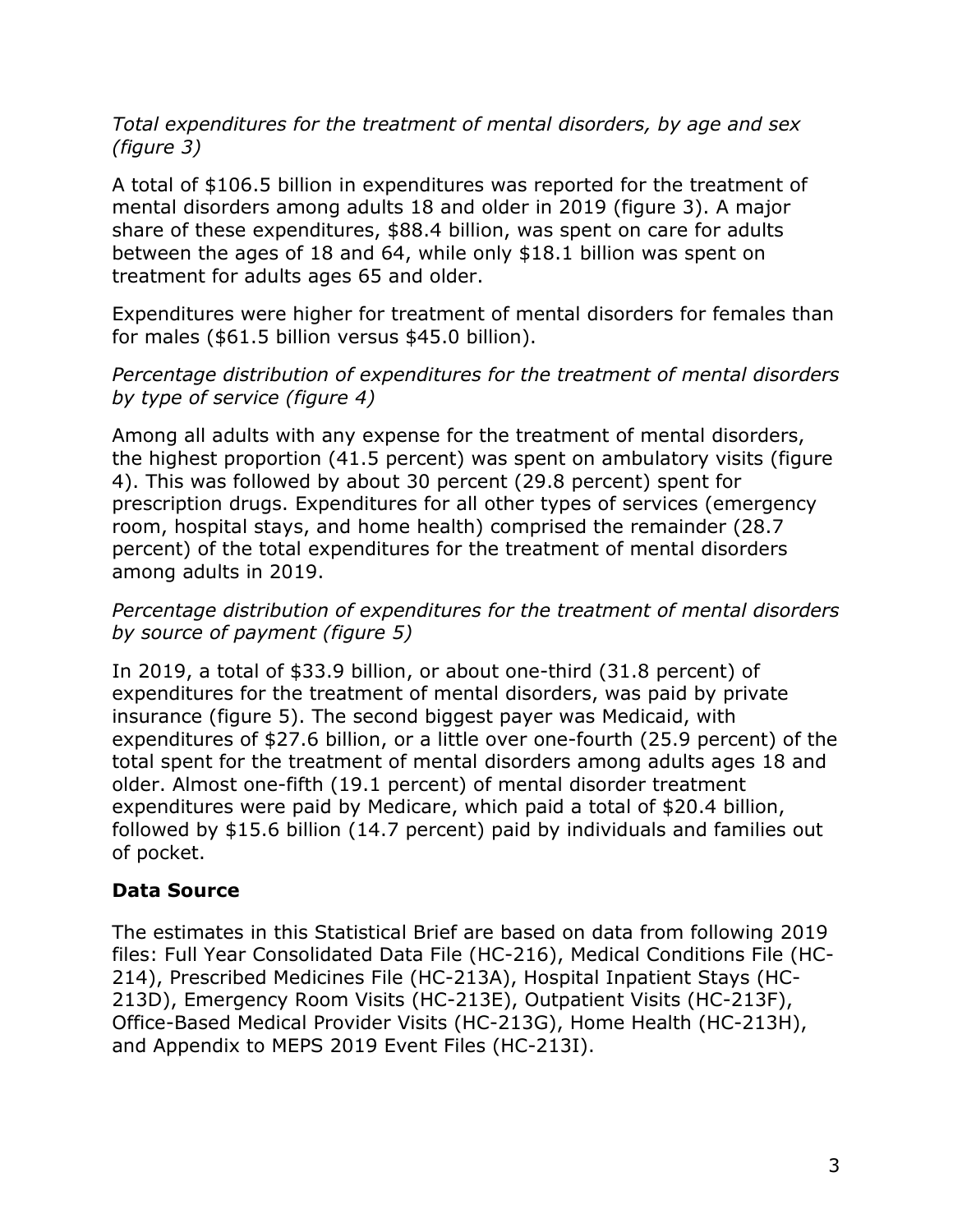*Total expenditures for the treatment of mental disorders, by age and sex (figure 3)*

A total of $106.5 billion in expenditures was reported for the treatment of mental disorders among adults 18 and older in 2019 (figure 3). A major share of these expenditures, $88.4 billion, was spent on care for adults between the ages of 18 and 64, while only $18.1 billion was spent on treatment for adults ages 65 and older.

Expenditures were higher for treatment of mental disorders for females than for males ($61.5 billion versus $45.0 billion).

*Percentage distribution of expenditures for the treatment of mental disorders by type of service (figure 4)*

Among all adults with any expense for the treatment of mental disorders, the highest proportion (41.5 percent) was spent on ambulatory visits (figure 4). This was followed by about 30 percent (29.8 percent) spent for prescription drugs. Expenditures for all other types of services (emergency room, hospital stays, and home health) comprised the remainder (28.7 percent) of the total expenditures for the treatment of mental disorders among adults in 2019.

*Percentage distribution of expenditures for the treatment of mental disorders by source of payment (figure 5)*

In 2019, a total of $33.9 billion, or about one-third (31.8 percent) of expenditures for the treatment of mental disorders, was paid by private insurance (figure 5). The second biggest payer was Medicaid, with expenditures of $27.6 billion, or a little over one-fourth (25.9 percent) of the total spent for the treatment of mental disorders among adults ages 18 and older. Almost one-fifth (19.1 percent) of mental disorder treatment expenditures were paid by Medicare, which paid a total of $20.4 billion, followed by $15.6 billion (14.7 percent) paid by individuals and families out of pocket.

## Data Source

The estimates in this Statistical Brief are based on data from following 2019 files: Full Year Consolidated Data File (HC-216), Medical Conditions File (HC-214), Prescribed Medicines File (HC-213A), Hospital Inpatient Stays (HC-213D), Emergency Room Visits (HC-213E), Outpatient Visits (HC-213F), Office-Based Medical Provider Visits (HC-213G), Home Health (HC-213H), and Appendix to MEPS 2019 Event Files (HC-213I).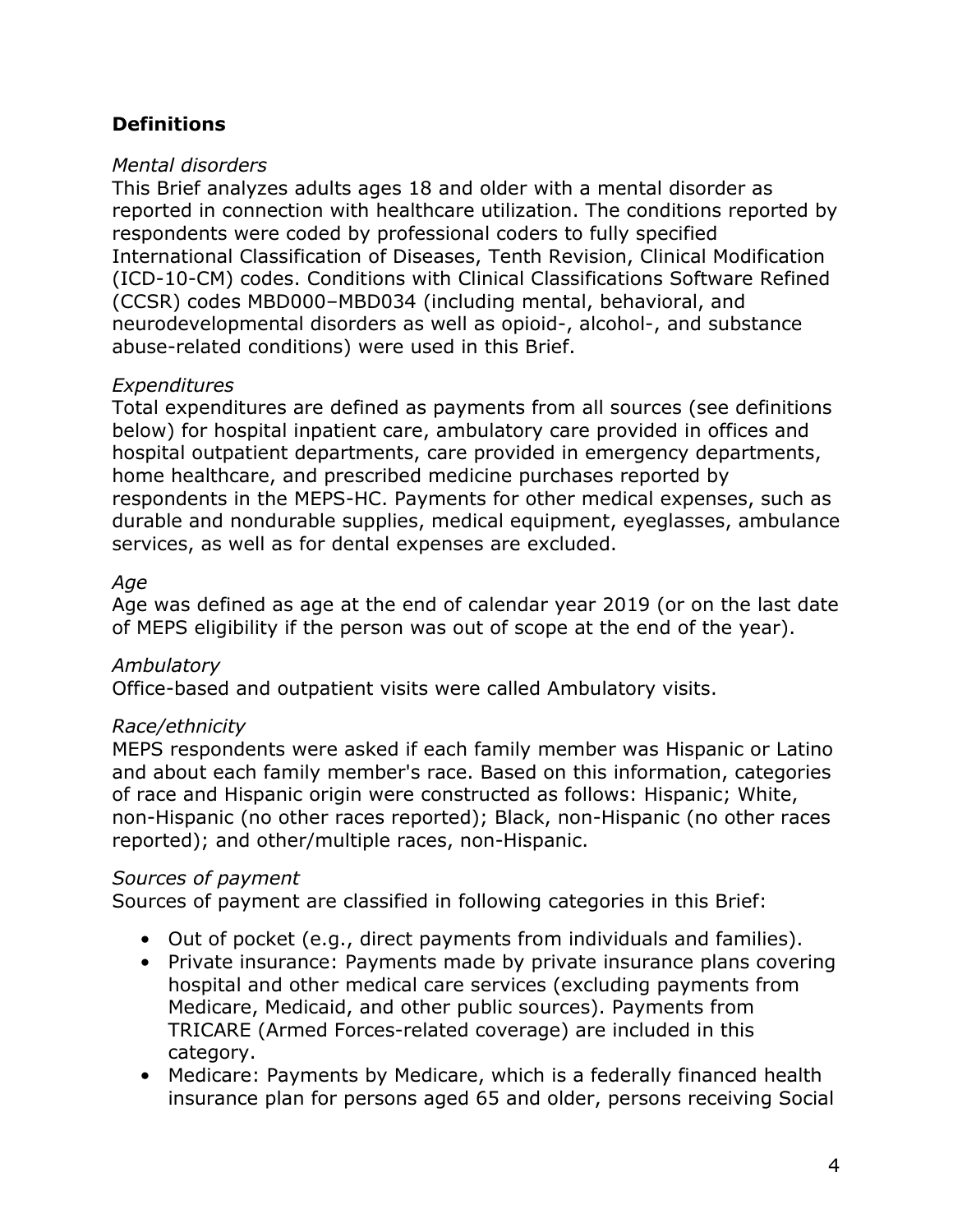## **Definitions**

*Mental disorders*

This Brief analyzes adults ages 18 and older with a mental disorder as reported in connection with healthcare utilization. The conditions reported by respondents were coded by professional coders to fully specified International Classification of Diseases, Tenth Revision, Clinical Modification (ICD-10-CM) codes. Conditions with Clinical Classifications Software Refined (CCSR) codes MBD000–MBD034 (including mental, behavioral, and neurodevelopmental disorders as well as opioid-, alcohol-, and substance abuse-related conditions) were used in this Brief.

*Expenditures*

Total expenditures are defined as payments from all sources (see definitions below) for hospital inpatient care, ambulatory care provided in offices and hospital outpatient departments, care provided in emergency departments, home healthcare, and prescribed medicine purchases reported by respondents in the MEPS-HC. Payments for other medical expenses, such as durable and nondurable supplies, medical equipment, eyeglasses, ambulance services, as well as for dental expenses are excluded.

*Age*

Age was defined as age at the end of calendar year 2019 (or on the last date of MEPS eligibility if the person was out of scope at the end of the year).

*Ambulatory*

Office-based and outpatient visits were called Ambulatory visits.

*Race/ethnicity*

MEPS respondents were asked if each family member was Hispanic or Latino and about each family member's race. Based on this information, categories of race and Hispanic origin were constructed as follows: Hispanic; White, non-Hispanic (no other races reported); Black, non-Hispanic (no other races reported); and other/multiple races, non-Hispanic.

*Sources of payment*

Sources of payment are classified in following categories in this Brief:

- Out of pocket (e.g., direct payments from individuals and families).
- Private insurance: Payments made by private insurance plans covering hospital and other medical care services (excluding payments from Medicare, Medicaid, and other public sources). Payments from TRICARE (Armed Forces-related coverage) are included in this category.
- Medicare: Payments by Medicare, which is a federally financed health insurance plan for persons aged 65 and older, persons receiving Social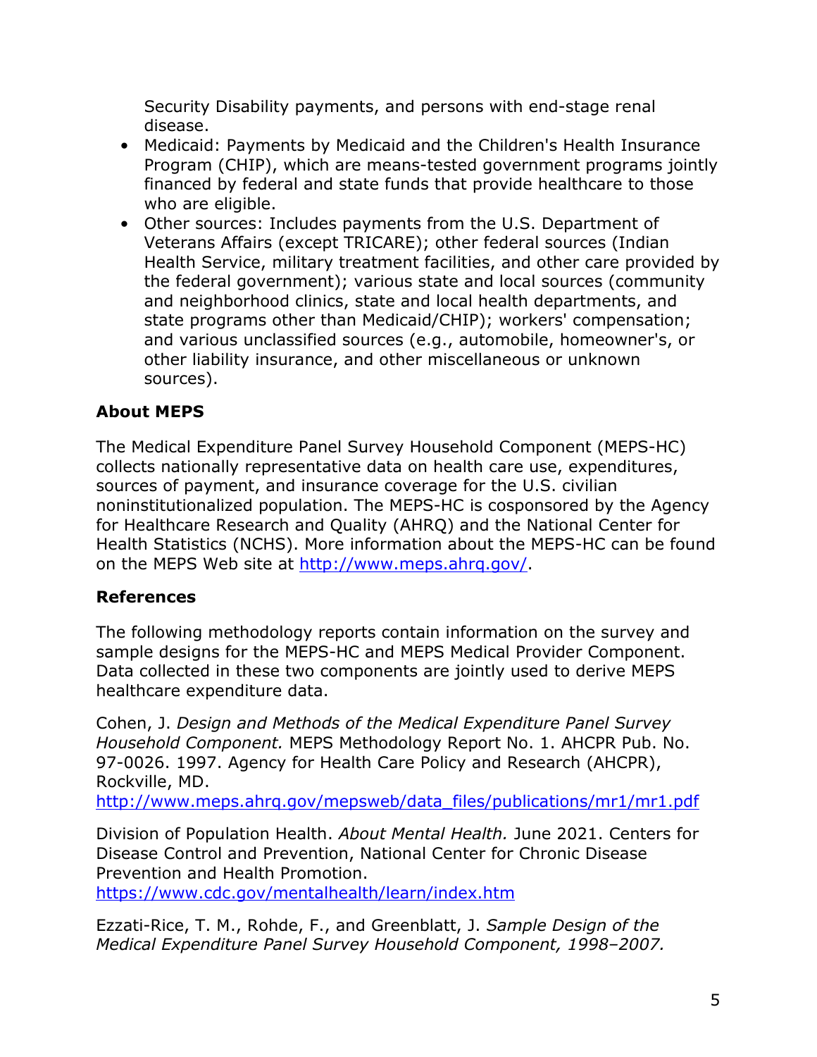Security Disability payments, and persons with end-stage renal disease.

- Medicaid: Payments by Medicaid and the Children's Health Insurance Program (CHIP), which are means-tested government programs jointly financed by federal and state funds that provide healthcare to those who are eligible.
- Other sources: Includes payments from the U.S. Department of Veterans Affairs (except TRICARE); other federal sources (Indian Health Service, military treatment facilities, and other care provided by the federal government); various state and local sources (community and neighborhood clinics, state and local health departments, and state programs other than Medicaid/CHIP); workers' compensation; and various unclassified sources (e.g., automobile, homeowner's, or other liability insurance, and other miscellaneous or unknown sources).

**About MEPS**

The Medical Expenditure Panel Survey Household Component (MEPS-HC) collects nationally representative data on health care use, expenditures, sources of payment, and insurance coverage for the U.S. civilian noninstitutionalized population. The MEPS-HC is cosponsored by the Agency for Healthcare Research and Quality (AHRQ) and the National Center for Health Statistics (NCHS). More information about the MEPS-HC can be found on the MEPS Web site at [http://www.meps.ahrq.gov/](http://www.meps.ahrq.gov/).

**References**

The following methodology reports contain information on the survey and sample designs for the MEPS-HC and MEPS Medical Provider Component. Data collected in these two components are jointly used to derive MEPS healthcare expenditure data.

Cohen, J. *Design and Methods of the Medical Expenditure Panel Survey Household Component.* MEPS Methodology Report No. 1. AHCPR Pub. No. 97-0026. 1997. Agency for Health Care Policy and Research (AHCPR), Rockville, MD.
[http://www.meps.ahrq.gov/mepsweb/data_files/publications/mr1/mr1.pdf](http://www.meps.ahrq.gov/mepsweb/data_files/publications/mr1/mr1.pdf)

Division of Population Health. *About Mental Health.* June 2021. Centers for Disease Control and Prevention, National Center for Chronic Disease Prevention and Health Promotion.
[https://www.cdc.gov/mentalhealth/learn/index.htm](https://www.cdc.gov/mentalhealth/learn/index.htm)

Ezzati-Rice, T. M., Rohde, F., and Greenblatt, J. *Sample Design of the Medical Expenditure Panel Survey Household Component, 1998–2007.*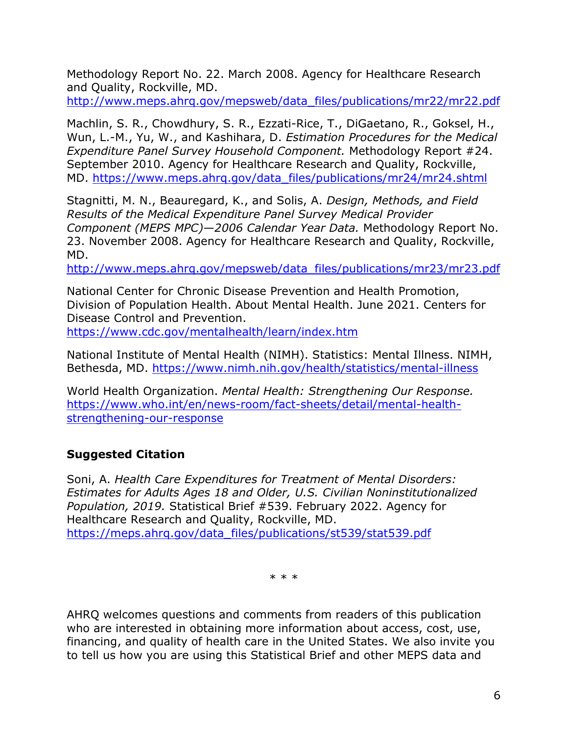Methodology Report No. 22. March 2008. Agency for Healthcare Research and Quality, Rockville, MD. http://www.meps.ahrq.gov/mepsweb/data_files/publications/mr22/mr22.pdf

Machlin, S. R., Chowdhury, S. R., Ezzati-Rice, T., DiGaetano, R., Goksel, H., Wun, L.-M., Yu, W., and Kashihara, D. *Estimation Procedures for the Medical Expenditure Panel Survey Household Component.* Methodology Report #24. September 2010. Agency for Healthcare Research and Quality, Rockville, MD. https://www.meps.ahrq.gov/data_files/publications/mr24/mr24.shtml

Stagnitti, M. N., Beauregard, K., and Solis, A. *Design, Methods, and Field Results of the Medical Expenditure Panel Survey Medical Provider Component (MEPS MPC)—2006 Calendar Year Data.* Methodology Report No. 23. November 2008. Agency for Healthcare Research and Quality, Rockville, MD. http://www.meps.ahrq.gov/mepsweb/data_files/publications/mr23/mr23.pdf

National Center for Chronic Disease Prevention and Health Promotion, Division of Population Health. About Mental Health. June 2021. Centers for Disease Control and Prevention. https://www.cdc.gov/mentalhealth/learn/index.htm

National Institute of Mental Health (NIMH). Statistics: Mental Illness. NIMH, Bethesda, MD. https://www.nimh.nih.gov/health/statistics/mental-illness

World Health Organization. *Mental Health: Strengthening Our Response.* https://www.who.int/en/news-room/fact-sheets/detail/mental-health-strengthening-our-response

**Suggested Citation**

Soni, A. *Health Care Expenditures for Treatment of Mental Disorders: Estimates for Adults Ages 18 and Older, U.S. Civilian Noninstitutionalized Population, 2019.* Statistical Brief #539. February 2022. Agency for Healthcare Research and Quality, Rockville, MD. https://meps.ahrq.gov/data_files/publications/st539/stat539.pdf

\* \* \*

AHRQ welcomes questions and comments from readers of this publication who are interested in obtaining more information about access, cost, use, financing, and quality of health care in the United States. We also invite you to tell us how you are using this Statistical Brief and other MEPS data and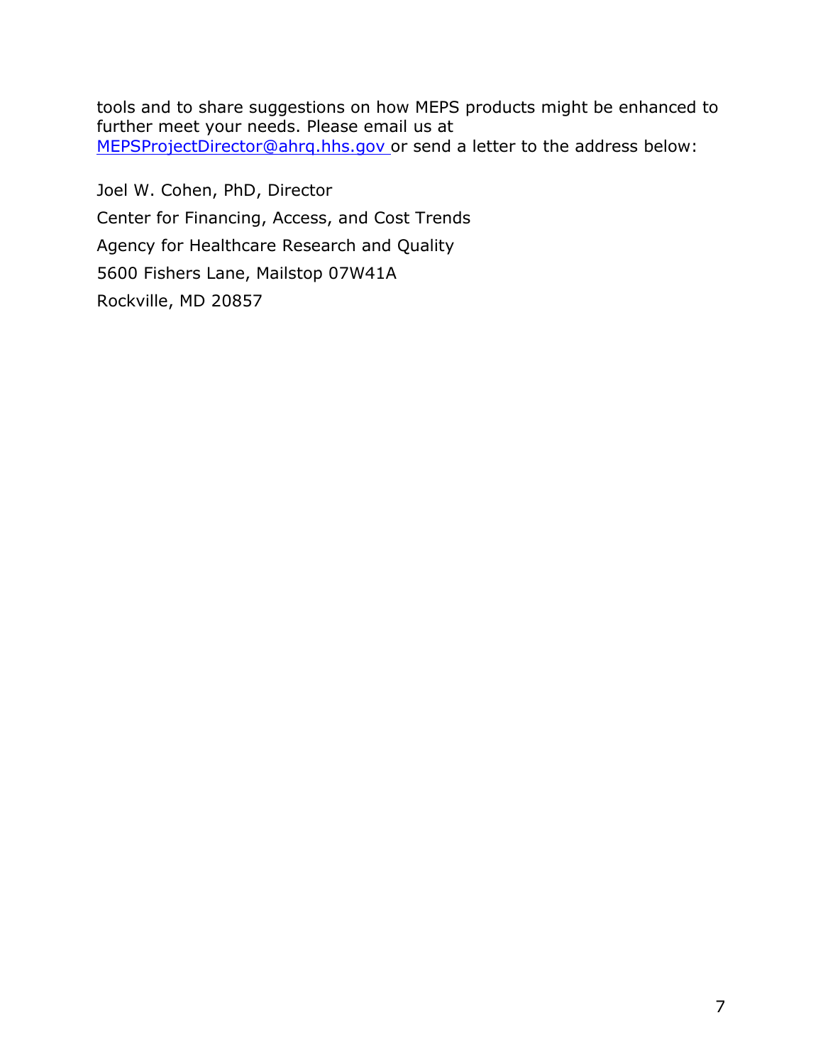tools and to share suggestions on how MEPS products might be enhanced to further meet your needs. Please email us at [MEPSProjectDirector@ahrq.hhs.gov](mailto:MEPSProjectDirector@ahrq.hhs.gov) or send a letter to the address below:

Joel W. Cohen, PhD, Director

Center for Financing, Access, and Cost Trends

Agency for Healthcare Research and Quality

5600 Fishers Lane, Mailstop 07W41A

Rockville, MD 20857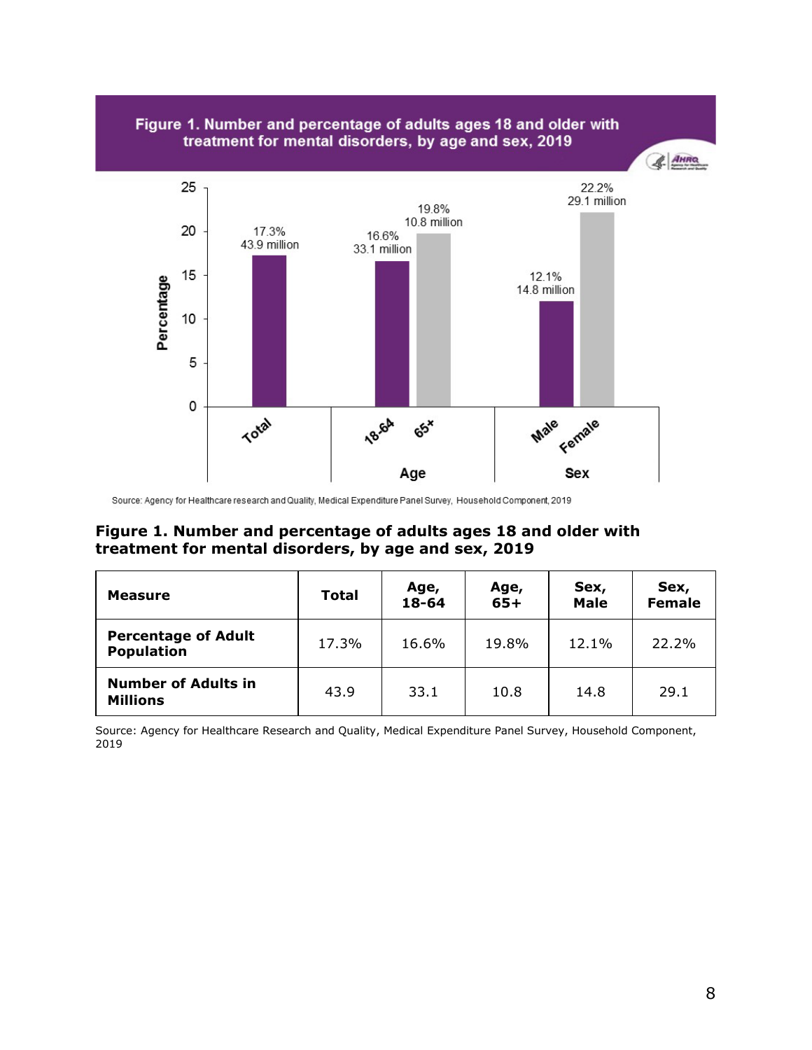Source: Agency for Healthcare research and Quality, Medical Expenditure Panel Survey, Household Component, 2019

**Figure 1. Number and percentage of adults ages 18 and older with treatment for mental disorders, by age and sex, 2019**

| Measure | Total | Age, 18-64 | Age, 65+ | Sex, Male | Sex, Female |
|---|---|---|---|---|---|
| Percentage of Adult Population | 17.3% | 16.6% | 19.8% | 12.1% | 22.2% |
| Number of Adults in Millions | 43.9 | 33.1 | 10.8 | 14.8 | 29.1 |

Source: Agency for Healthcare Research and Quality, Medical Expenditure Panel Survey, Household Component, 2019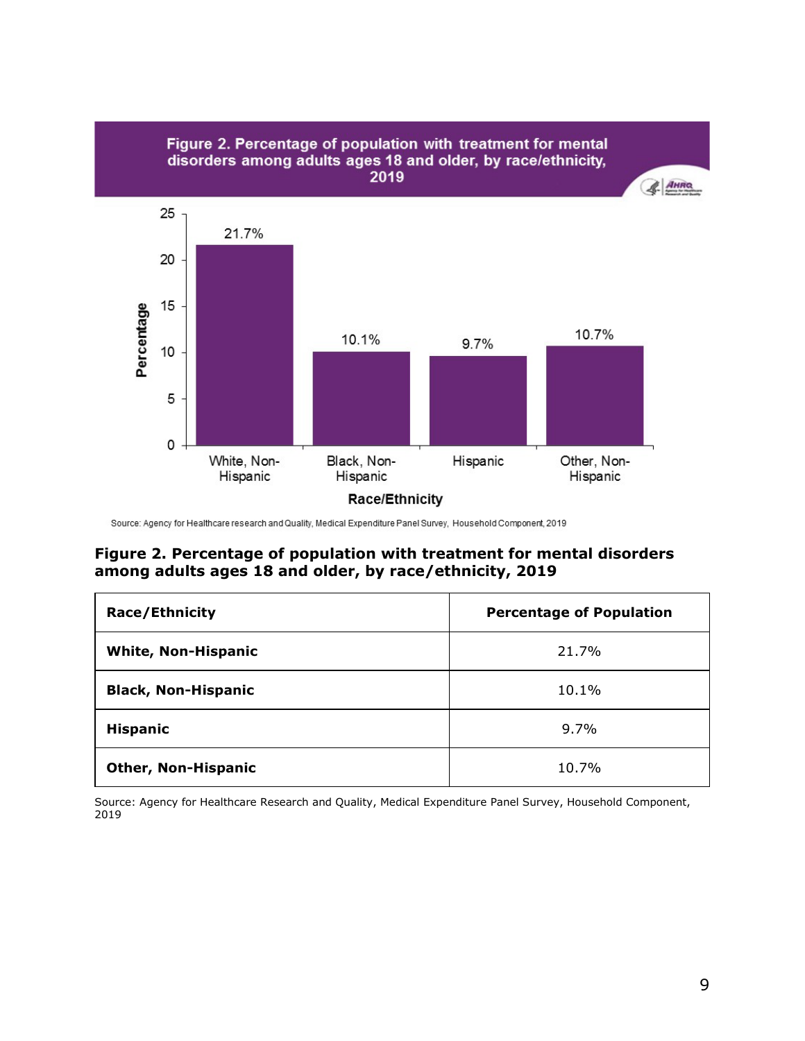Figure 2. Percentage of population with treatment for mental disorders among adults ages 18 and older, by race/ethnicity, 2019

Source: Agency for Healthcare research and Quality, Medical Expenditure Panel Survey, Household Component, 2019

**Figure 2. Percentage of population with treatment for mental disorders among adults ages 18 and older, by race/ethnicity, 2019**

| Race/Ethnicity | Percentage of Population |
|---|---|
| **White, Non-Hispanic** | 21.7% |
| **Black, Non-Hispanic** | 10.1% |
| **Hispanic** | 9.7% |
| **Other, Non-Hispanic** | 10.7% |

Source: Agency for Healthcare Research and Quality, Medical Expenditure Panel Survey, Household Component, 2019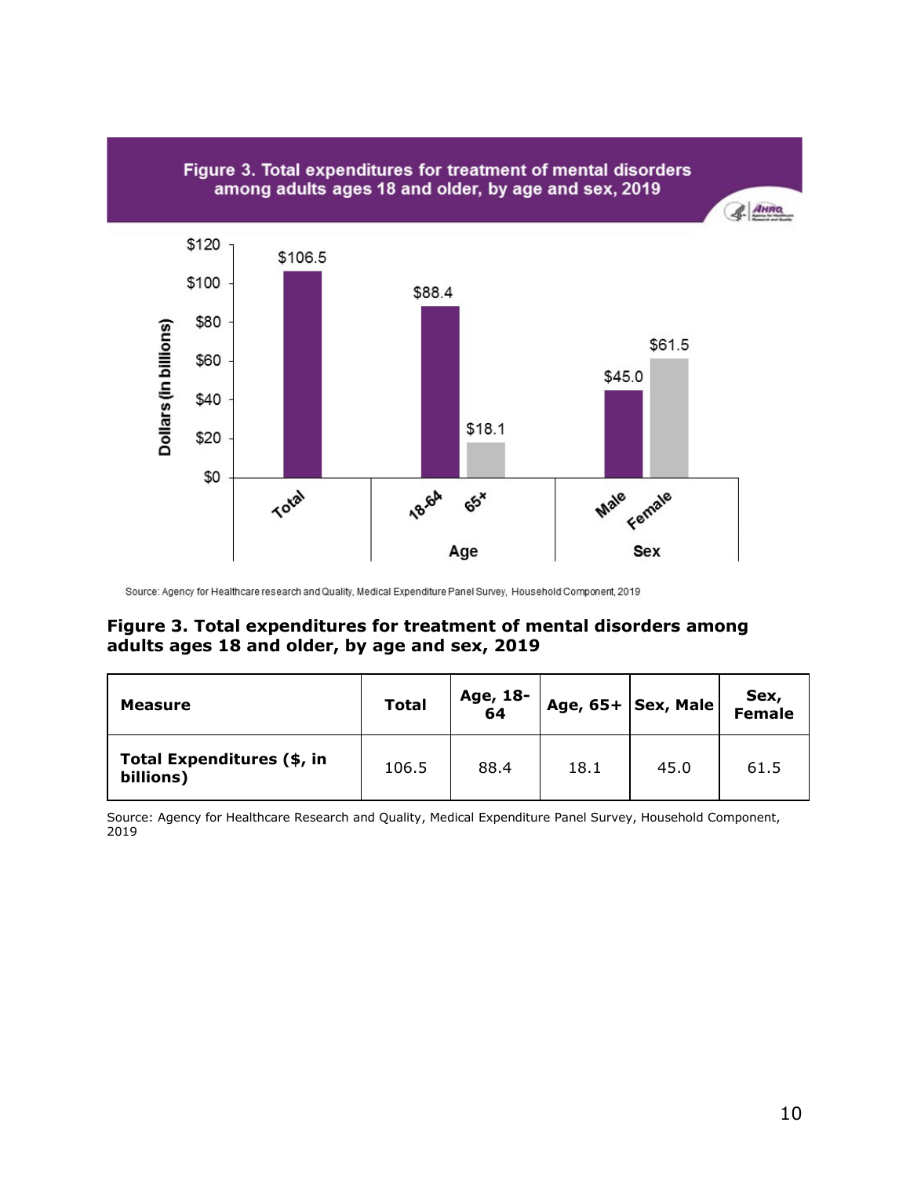**Figure 3. Total expenditures for treatment of mental disorders among adults ages 18 and older, by age and sex, 2019**

| Measure | Total | Age, 18-64 | Age, 65+ | Sex, Male | Sex, Female |
|---|---|---|---|---|---|
| Total Expenditures ($, in billions) | 106.5 | 88.4 | 18.1 | 45.0 | 61.5 |

Source: Agency for Healthcare Research and Quality, Medical Expenditure Panel Survey, Household Component, 2019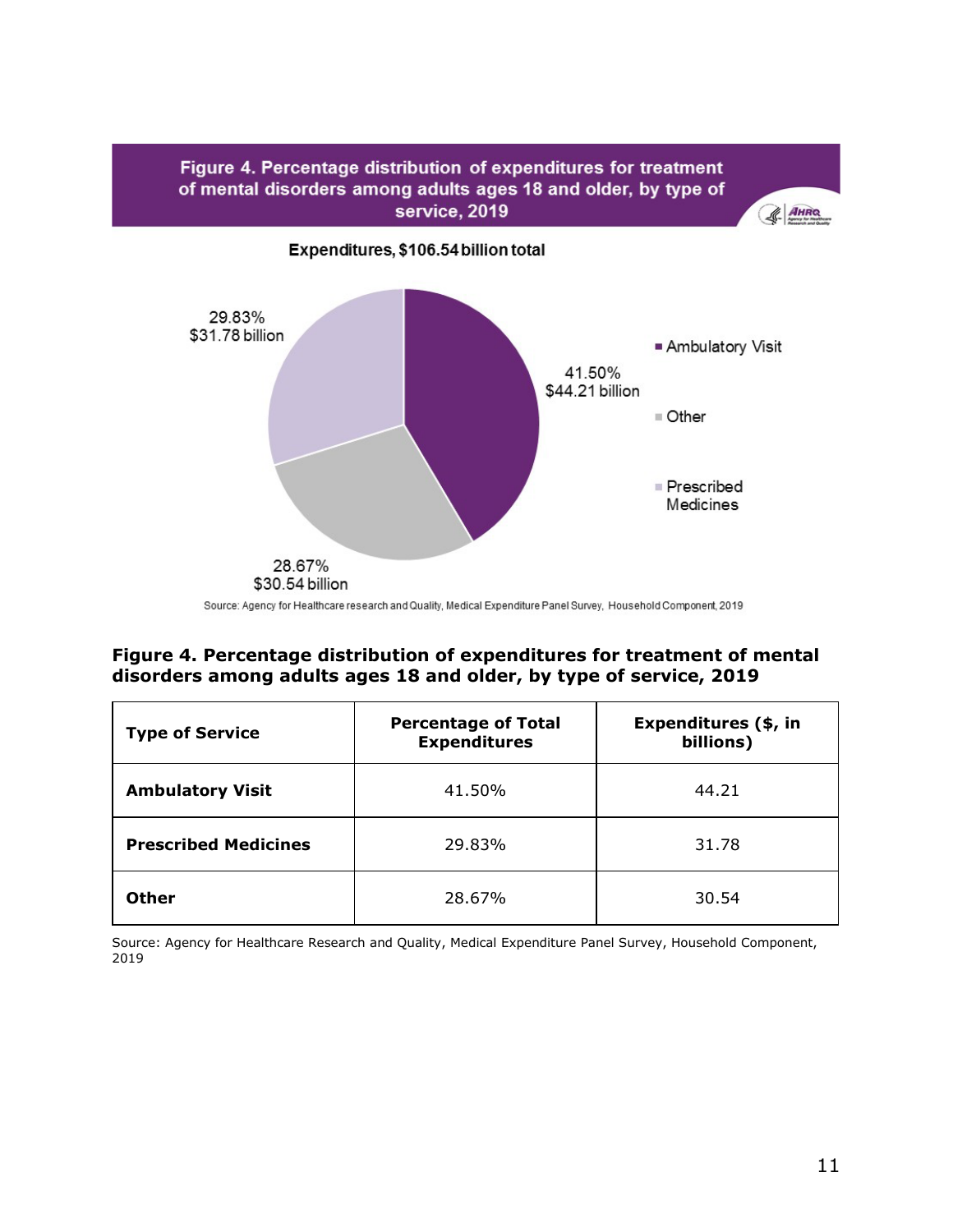**Figure 4. Percentage distribution of expenditures for treatment of mental disorders among adults ages 18 and older, by type of service, 2019**

Expenditures, $106.54 billion total

- Ambulatory Visit: 41.50%, $44.21 billion
- Other: 28.67%, $30.54 billion
- Prescribed Medicines: 29.83%, $31.78 billion

Source: Agency for Healthcare research and Quality, Medical Expenditure Panel Survey, Household Component, 2019

**Figure 4. Percentage distribution of expenditures for treatment of mental disorders among adults ages 18 and older, by type of service, 2019**

| Type of Service | Percentage of Total Expenditures | Expenditures ($, in billions) |
|---|---|---|
| **Ambulatory Visit** | 41.50% | 44.21 |
| **Prescribed Medicines** | 29.83% | 31.78 |
| **Other** | 28.67% | 30.54 |

Source: Agency for Healthcare Research and Quality, Medical Expenditure Panel Survey, Household Component, 2019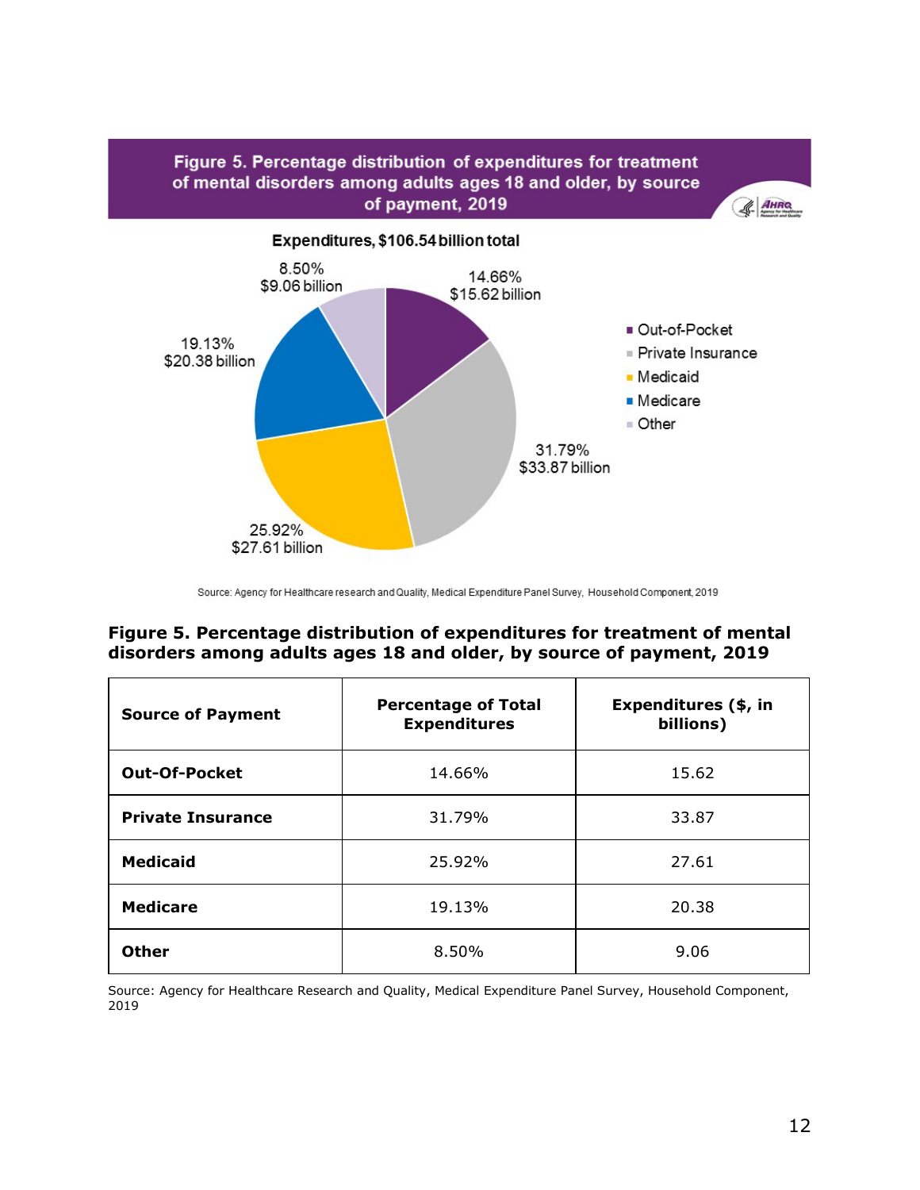Figure 5. Percentage distribution of expenditures for treatment of mental disorders among adults ages 18 and older, by source of payment, 2019

Expenditures, $106.54 billion total

8.50%
$9.06 billion

14.66%
$15.62 billion

19.13%
$20.38 billion

31.79%
$33.87 billion

25.92%
$27.61 billion

Out-of-Pocket
Private Insurance
Medicaid
Medicare
Other

Source: Agency for Healthcare research and Quality, Medical Expenditure Panel Survey, Household Component, 2019

**Figure 5. Percentage distribution of expenditures for treatment of mental disorders among adults ages 18 and older, by source of payment, 2019**

| Source of Payment | Percentage of Total Expenditures | Expenditures ($, in billions) |
|---|---|---|
| **Out-Of-Pocket** | 14.66% | 15.62 |
| **Private Insurance** | 31.79% | 33.87 |
| **Medicaid** | 25.92% | 27.61 |
| **Medicare** | 19.13% | 20.38 |
| **Other** | 8.50% | 9.06 |

Source: Agency for Healthcare Research and Quality, Medical Expenditure Panel Survey, Household Component, 2019